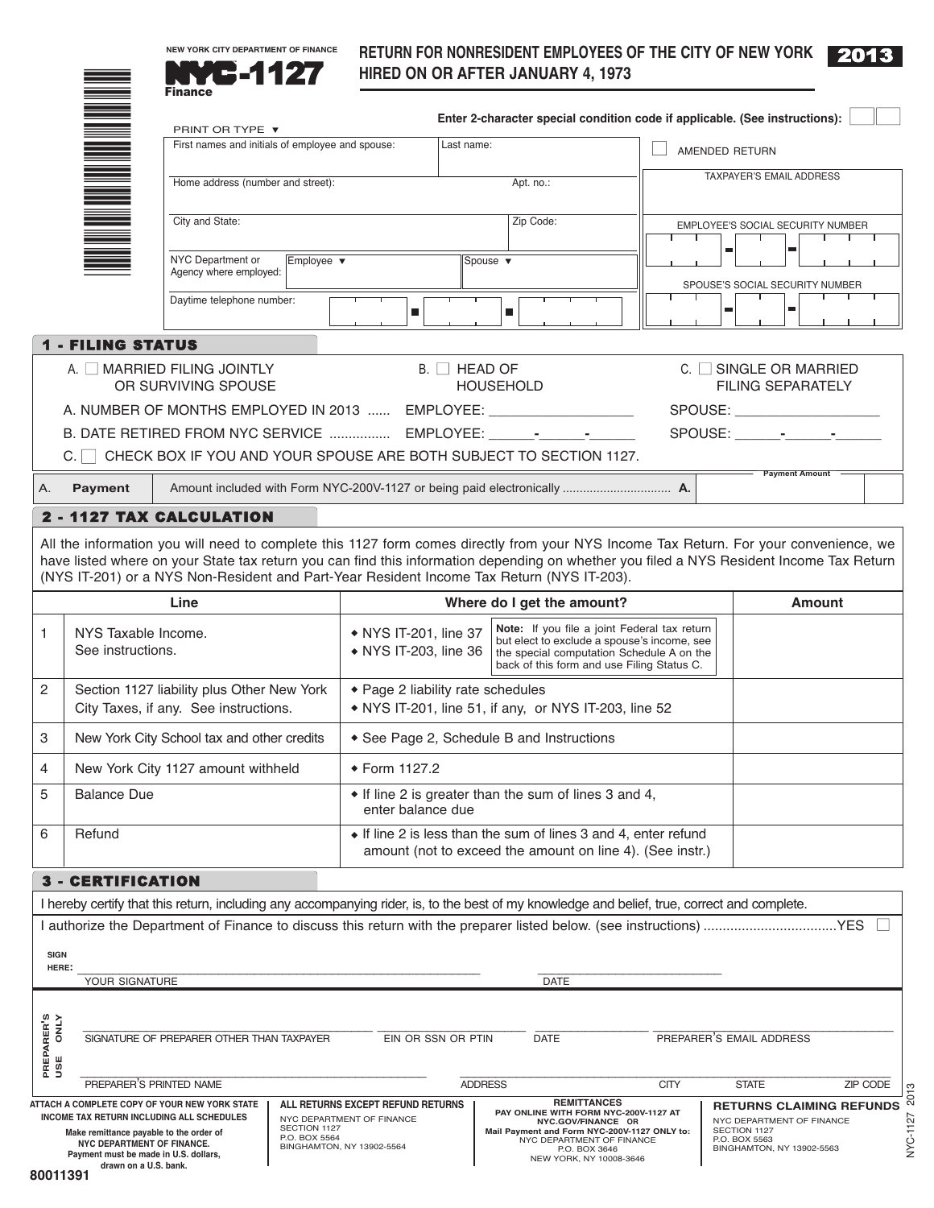NEW YORK CITY DEPARTMENT OF FINANCE

# NYC-1127

Finance

## RETURN FOR NONRESIDENT EMPLOYEES OF THE CITY OF NEW YORK HIRED ON OR AFTER JANUARY 4, 1973

**2013**

Enter 2-character special condition code if applicable. (See instructions):

PRINT OR TYPE ▼

| First names and initials of employee and spouse: | | Last name: | ☐ AMENDED RETURN |
|---|---|---|---|
| Home address (number and street): | | Apt. no.: | TAXPAYER'S EMAIL ADDRESS |
| City and State: | | Zip Code: | EMPLOYEE'S SOCIAL SECURITY NUMBER |
| NYC Department or Agency where employed: | Employee ▼ | Spouse ▼ | SPOUSE'S SOCIAL SECURITY NUMBER |
| Daytime telephone number: | | | |

## 1 - FILING STATUS

A. ☐ MARRIED FILING JOINTLY OR SURVIVING SPOUSE  B. ☐ HEAD OF HOUSEHOLD  C. ☐ SINGLE OR MARRIED FILING SEPARATELY

A. NUMBER OF MONTHS EMPLOYED IN 2013 ...... EMPLOYEE: ___________ SPOUSE: ___________

B. DATE RETIRED FROM NYC SERVICE ................ EMPLOYEE: ____-____-____ SPOUSE: ____-____-____

C. ☐ CHECK BOX IF YOU AND YOUR SPOUSE ARE BOTH SUBJECT TO SECTION 1127.

| A. | **Payment** | Amount included with Form NYC-200V-1127 or being paid electronically ............................... **A.** | Payment Amount |
|---|---|---|---|

## 2 - 1127 TAX CALCULATION

All the information you will need to complete this 1127 form comes directly from your NYS Income Tax Return. For your convenience, we have listed where on your State tax return you can find this information depending on whether you filed a NYS Resident Income Tax Return (NYS IT-201) or a NYS Non-Resident and Part-Year Resident Income Tax Return (NYS IT-203).

| | Line | Where do I get the amount? | Amount |
|---|---|---|---|
| 1 | NYS Taxable Income. See instructions. | ◆ NYS IT-201, line 37<br>◆ NYS IT-203, line 36<br>**Note:** If you file a joint Federal tax return but elect to exclude a spouse's income, see the special computation Schedule A on the back of this form and use Filing Status C. | |
| 2 | Section 1127 liability plus Other New York City Taxes, if any. See instructions. | ◆ Page 2 liability rate schedules<br>◆ NYS IT-201, line 51, if any, or NYS IT-203, line 52 | |
| 3 | New York City School tax and other credits | ◆ See Page 2, Schedule B and Instructions | |
| 4 | New York City 1127 amount withheld | ◆ Form 1127.2 | |
| 5 | Balance Due | ◆ If line 2 is greater than the sum of lines 3 and 4, enter balance due | |
| 6 | Refund | ◆ If line 2 is less than the sum of lines 3 and 4, enter refund amount (not to exceed the amount on line 4). (See instr.) | |

## 3 - CERTIFICATION

I hereby certify that this return, including any accompanying rider, is, to the best of my knowledge and belief, true, correct and complete.

I authorize the Department of Finance to discuss this return with the preparer listed below. (see instructions) ..................................YES ☐

SIGN HERE: ______________________________ YOUR SIGNATURE  ______________ DATE

PREPARER'S USE ONLY

SIGNATURE OF PREPARER OTHER THAN TAXPAYER | EIN OR SSN OR PTIN | DATE | PREPARER'S EMAIL ADDRESS

PREPARER'S PRINTED NAME | ADDRESS | CITY | STATE | ZIP CODE

**ATTACH A COMPLETE COPY OF YOUR NEW YORK STATE INCOME TAX RETURN INCLUDING ALL SCHEDULES**

**Make remittance payable to the order of NYC DEPARTMENT OF FINANCE. Payment must be made in U.S. dollars, drawn on a U.S. bank.**

**ALL RETURNS EXCEPT REFUND RETURNS**
NYC DEPARTMENT OF FINANCE
SECTION 1127
P.O. BOX 5564
BINGHAMTON, NY 13902-5564

**REMITTANCES**
**PAY ONLINE WITH FORM NYC-200V-1127 AT NYC.GOV/FINANCE OR**
**Mail Payment and Form NYC-200V-1127 ONLY to:**
NYC DEPARTMENT OF FINANCE
P.O. BOX 3646
NEW YORK, NY 10008-3646

**RETURNS CLAIMING REFUNDS**
NYC DEPARTMENT OF FINANCE
SECTION 1127
P.O. BOX 5563
BINGHAMTON, NY 13902-5563

80011391

NYC-1127 2013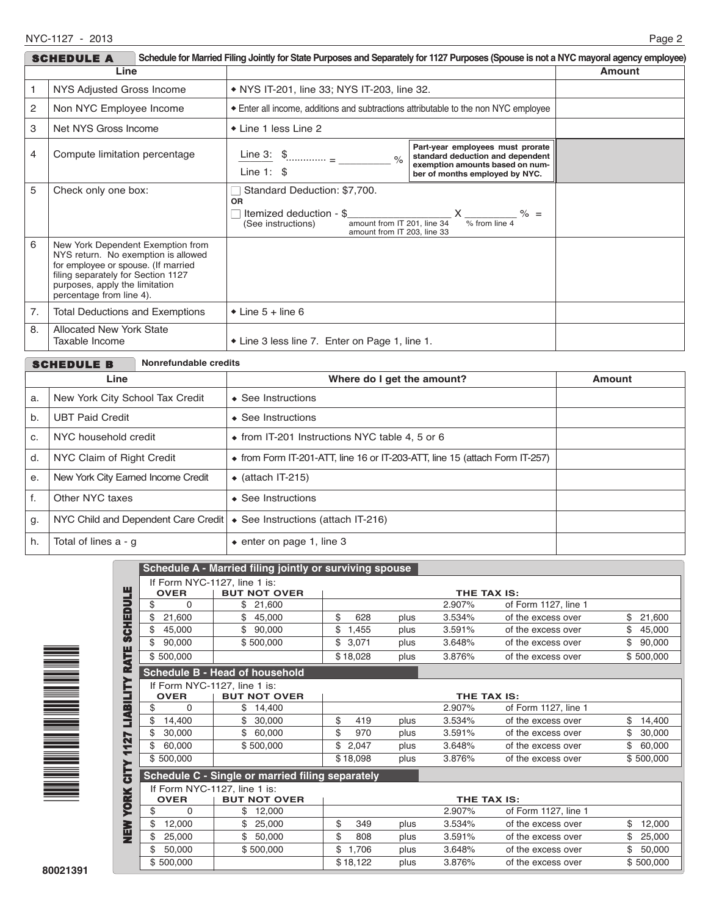## SCHEDULE A — Schedule for Married Filing Jointly for State Purposes and Separately for 1127 Purposes (Spouse is not a NYC mayoral agency employee)

| | Line | | Amount |
|---|---|---|---|
| 1 | NYS Adjusted Gross Income | ◆ NYS IT-201, line 33; NYS IT-203, line 32. | |
| 2 | Non NYC Employee Income | ◆ Enter all income, additions and subtractions attributable to the non NYC employee | |
| 3 | Net NYS Gross Income | ◆ Line 1 less Line 2 | |
| 4 | Compute limitation percentage | Line 3: $............. / Line 1: $ = ________ % — Part-year employees must prorate standard deduction and dependent exemption amounts based on number of months employed by NYC. | |
| 5 | Check only one box: | ☐ Standard Deduction: $7,700. OR ☐ Itemized deduction - $__________ (amount from IT 201, line 34 / amount from IT 203, line 33) X ________ % (% from line 4) = (See instructions) | |
| 6 | New York Dependent Exemption from NYS return. No exemption is allowed for employee or spouse. (If married filing separately for Section 1127 purposes, apply the limitation percentage from line 4). | | |
| 7. | Total Deductions and Exemptions | ◆ Line 5 + line 6 | |
| 8. | Allocated New York State Taxable Income | ◆ Line 3 less line 7. Enter on Page 1, line 1. | |

## SCHEDULE B — Nonrefundable credits

| | Line | Where do I get the amount? | Amount |
|---|---|---|---|
| a. | New York City School Tax Credit | ◆ See Instructions | |
| b. | UBT Paid Credit | ◆ See Instructions | |
| c. | NYC household credit | ◆ from IT-201 Instructions NYC table 4, 5 or 6 | |
| d. | NYC Claim of Right Credit | ◆ from Form IT-201-ATT, line 16 or IT-203-ATT, line 15 (attach Form IT-257) | |
| e. | New York City Earned Income Credit | ◆ (attach IT-215) | |
| f. | Other NYC taxes | ◆ See Instructions | |
| g. | NYC Child and Dependent Care Credit | ◆ See Instructions (attach IT-216) | |
| h. | Total of lines a - g | ◆ enter on page 1, line 3 | |

## NEW YORK CITY 1127 LIABILITY RATE SCHEDULE

### Schedule A - Married filing jointly or surviving spouse

| If Form NYC-1127, line 1 is: OVER | BUT NOT OVER | THE TAX IS: | | | | |
|---|---|---|---|---|---|---|
| $ 0 | $ 21,600 | | | 2.907% | of Form 1127, line 1 | |
| $ 21,600 | $ 45,000 | $ 628 | plus | 3.534% | of the excess over | $ 21,600 |
| $ 45,000 | $ 90,000 | $ 1,455 | plus | 3.591% | of the excess over | $ 45,000 |
| $ 90,000 | $ 500,000 | $ 3,071 | plus | 3.648% | of the excess over | $ 90,000 |
| $ 500,000 | | $ 18,028 | plus | 3.876% | of the excess over | $ 500,000 |

### Schedule B - Head of household

| If Form NYC-1127, line 1 is: OVER | BUT NOT OVER | THE TAX IS: | | | | |
|---|---|---|---|---|---|---|
| $ 0 | $ 14,400 | | | 2.907% | of Form 1127, line 1 | |
| $ 14,400 | $ 30,000 | $ 419 | plus | 3.534% | of the excess over | $ 14,400 |
| $ 30,000 | $ 60,000 | $ 970 | plus | 3.591% | of the excess over | $ 30,000 |
| $ 60,000 | $ 500,000 | $ 2,047 | plus | 3.648% | of the excess over | $ 60,000 |
| $ 500,000 | | $ 18,098 | plus | 3.876% | of the excess over | $ 500,000 |

### Schedule C - Single or married filing separately

| If Form NYC-1127, line 1 is: OVER | BUT NOT OVER | THE TAX IS: | | | | |
|---|---|---|---|---|---|---|
| $ 0 | $ 12,000 | | | 2.907% | of Form 1127, line 1 | |
| $ 12,000 | $ 25,000 | $ 349 | plus | 3.534% | of the excess over | $ 12,000 |
| $ 25,000 | $ 50,000 | $ 808 | plus | 3.591% | of the excess over | $ 25,000 |
| $ 50,000 | $ 500,000 | $ 1,706 | plus | 3.648% | of the excess over | $ 50,000 |
| $ 500,000 | | $ 18,122 | plus | 3.876% | of the excess over | $ 500,000 |

80021391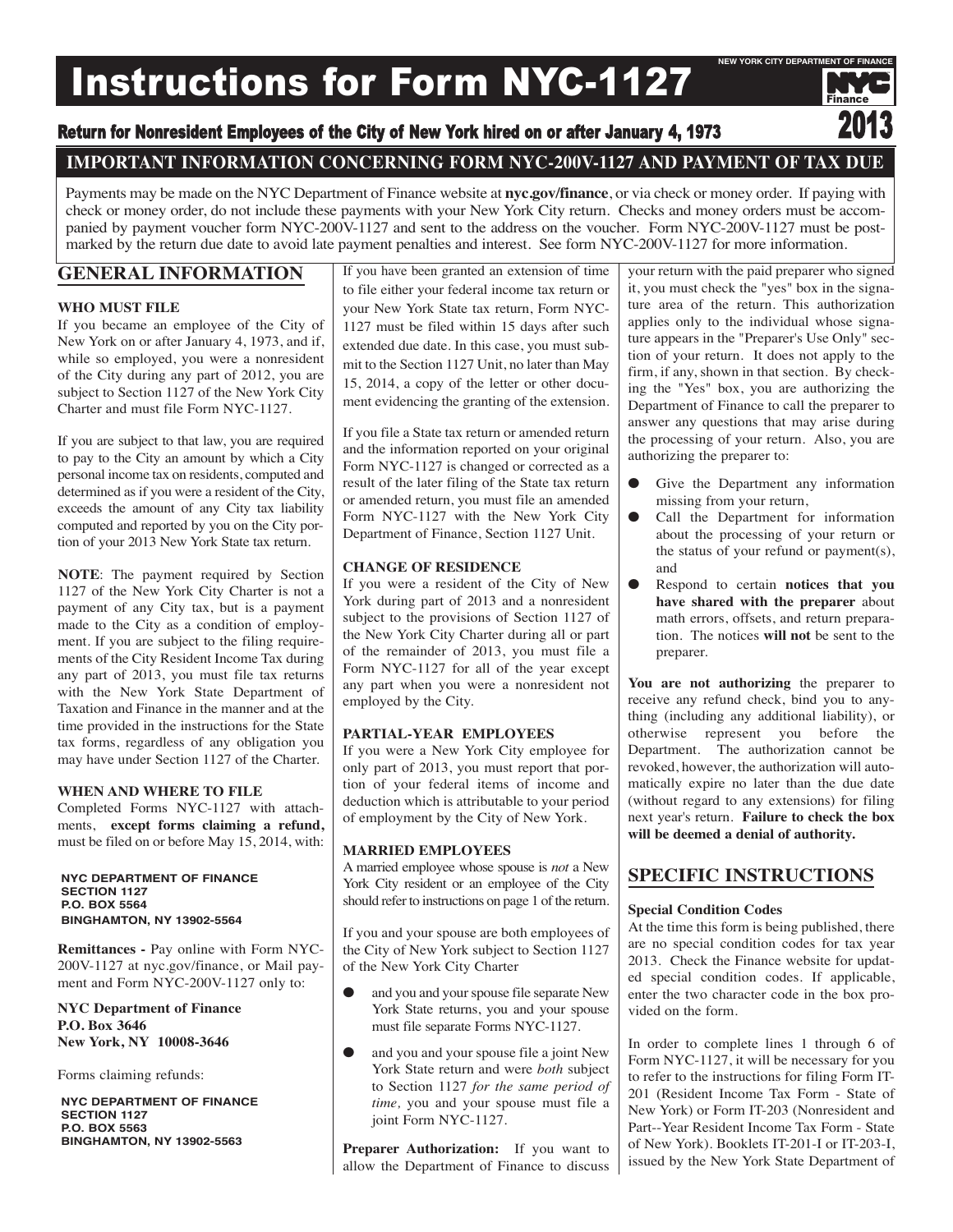# Instructions for Form NYC-1127

NEW YORK CITY DEPARTMENT OF FINANCE

**Return for Nonresident Employees of the City of New York hired on or after January 4, 1973**

**2013**

## IMPORTANT INFORMATION CONCERNING FORM NYC-200V-1127 AND PAYMENT OF TAX DUE

Payments may be made on the NYC Department of Finance website at **nyc.gov/finance**, or via check or money order. If paying with check or money order, do not include these payments with your New York City return. Checks and money orders must be accompanied by payment voucher form NYC-200V-1127 and sent to the address on the voucher. Form NYC-200V-1127 must be postmarked by the return due date to avoid late payment penalties and interest. See form NYC-200V-1127 for more information.

## GENERAL INFORMATION

### WHO MUST FILE

If you became an employee of the City of New York on or after January 4, 1973, and if, while so employed, you were a nonresident of the City during any part of 2012, you are subject to Section 1127 of the New York City Charter and must file Form NYC-1127.

If you are subject to that law, you are required to pay to the City an amount by which a City personal income tax on residents, computed and determined as if you were a resident of the City, exceeds the amount of any City tax liability computed and reported by you on the City portion of your 2013 New York State tax return.

**NOTE**: The payment required by Section 1127 of the New York City Charter is not a payment of any City tax, but is a payment made to the City as a condition of employment. If you are subject to the filing requirements of the City Resident Income Tax during any part of 2013, you must file tax returns with the New York State Department of Taxation and Finance in the manner and at the time provided in the instructions for the State tax forms, regardless of any obligation you may have under Section 1127 of the Charter.

### WHEN AND WHERE TO FILE

Completed Forms NYC-1127 with attachments, **except forms claiming a refund,** must be filed on or before May 15, 2014, with:

**NYC DEPARTMENT OF FINANCE**
**SECTION 1127**
**P.O. BOX 5564**
**BINGHAMTON, NY 13902-5564**

**Remittances -** Pay online with Form NYC-200V-1127 at nyc.gov/finance, or Mail payment and Form NYC-200V-1127 only to:

**NYC Department of Finance**
**P.O. Box 3646**
**New York, NY 10008-3646**

Forms claiming refunds:

**NYC DEPARTMENT OF FINANCE**
**SECTION 1127**
**P.O. BOX 5563**
**BINGHAMTON, NY 13902-5563**

If you have been granted an extension of time to file either your federal income tax return or your New York State tax return, Form NYC-1127 must be filed within 15 days after such extended due date. In this case, you must submit to the Section 1127 Unit, no later than May 15, 2014, a copy of the letter or other document evidencing the granting of the extension.

If you file a State tax return or amended return and the information reported on your original Form NYC-1127 is changed or corrected as a result of the later filing of the State tax return or amended return, you must file an amended Form NYC-1127 with the New York City Department of Finance, Section 1127 Unit.

### CHANGE OF RESIDENCE

If you were a resident of the City of New York during part of 2013 and a nonresident subject to the provisions of Section 1127 of the New York City Charter during all or part of the remainder of 2013, you must file a Form NYC-1127 for all of the year except any part when you were a nonresident not employed by the City.

### PARTIAL-YEAR EMPLOYEES

If you were a New York City employee for only part of 2013, you must report that portion of your federal items of income and deduction which is attributable to your period of employment by the City of New York.

### MARRIED EMPLOYEES

A married employee whose spouse is *not* a New York City resident or an employee of the City should refer to instructions on page 1 of the return.

If you and your spouse are both employees of the City of New York subject to Section 1127 of the New York City Charter

- and you and your spouse file separate New York State returns, you and your spouse must file separate Forms NYC-1127.
- and you and your spouse file a joint New York State return and were *both* subject to Section 1127 *for the same period of time,* you and your spouse must file a joint Form NYC-1127.

**Preparer Authorization:** If you want to allow the Department of Finance to discuss your return with the paid preparer who signed it, you must check the "yes" box in the signature area of the return. This authorization applies only to the individual whose signature appears in the "Preparer's Use Only" section of your return. It does not apply to the firm, if any, shown in that section. By checking the "Yes" box, you are authorizing the Department of Finance to call the preparer to answer any questions that may arise during the processing of your return. Also, you are authorizing the preparer to:

- Give the Department any information missing from your return,
- Call the Department for information about the processing of your return or the status of your refund or payment(s), and
- Respond to certain **notices that you have shared with the preparer** about math errors, offsets, and return preparation. The notices **will not** be sent to the preparer.

**You are not authorizing** the preparer to receive any refund check, bind you to anything (including any additional liability), or otherwise represent you before the Department. The authorization cannot be revoked, however, the authorization will automatically expire no later than the due date (without regard to any extensions) for filing next year's return. **Failure to check the box will be deemed a denial of authority.**

## SPECIFIC INSTRUCTIONS

### Special Condition Codes

At the time this form is being published, there are no special condition codes for tax year 2013. Check the Finance website for updated special condition codes. If applicable, enter the two character code in the box provided on the form.

In order to complete lines 1 through 6 of Form NYC-1127, it will be necessary for you to refer to the instructions for filing Form IT-201 (Resident Income Tax Form - State of New York) or Form IT-203 (Nonresident and Part--Year Resident Income Tax Form - State of New York). Booklets IT-201-I or IT-203-I, issued by the New York State Department of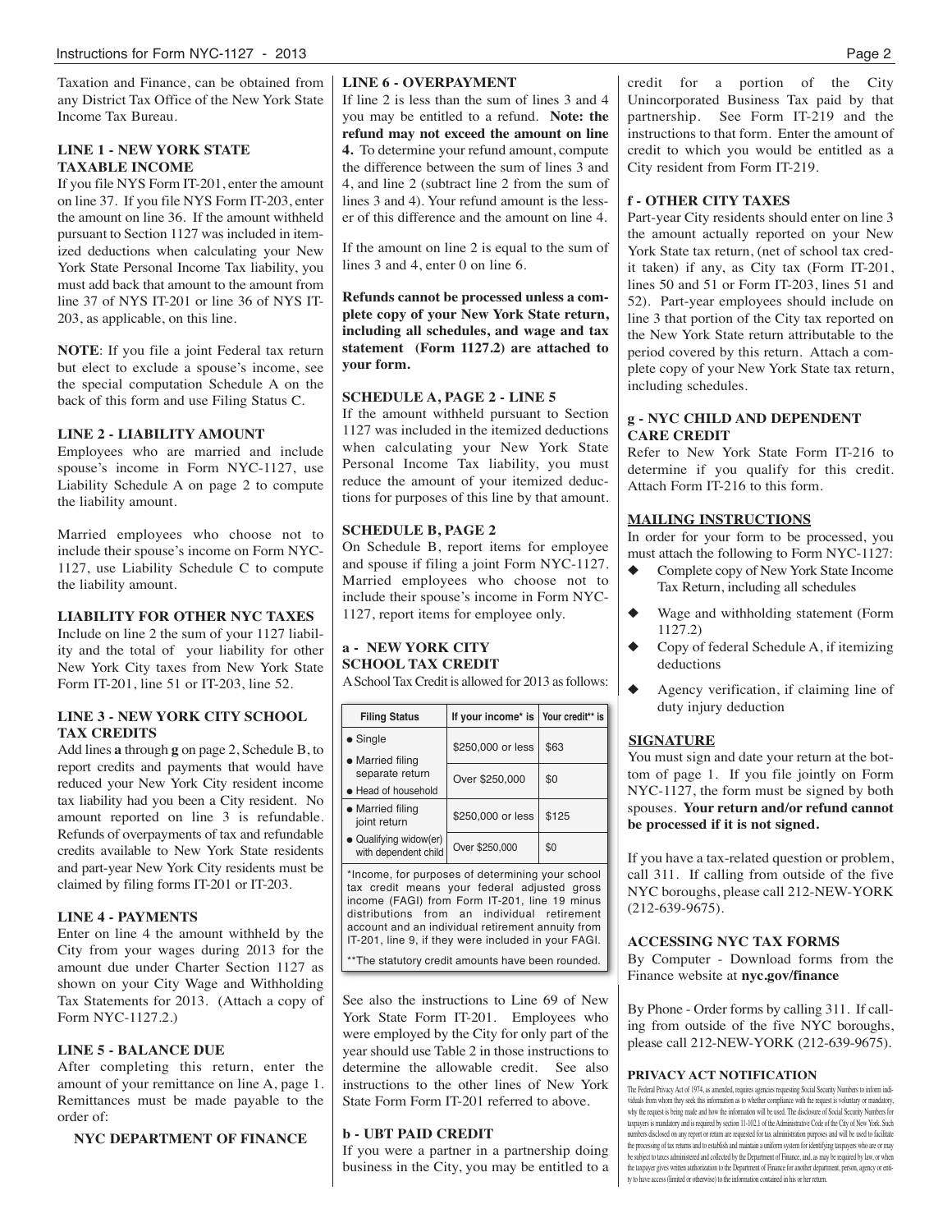Taxation and Finance, can be obtained from any District Tax Office of the New York State Income Tax Bureau.

### LINE 1 - NEW YORK STATE TAXABLE INCOME

If you file NYS Form IT-201, enter the amount on line 37. If you file NYS Form IT-203, enter the amount on line 36. If the amount withheld pursuant to Section 1127 was included in itemized deductions when calculating your New York State Personal Income Tax liability, you must add back that amount to the amount from line 37 of NYS IT-201 or line 36 of NYS IT-203, as applicable, on this line.

**NOTE**: If you file a joint Federal tax return but elect to exclude a spouse's income, see the special computation Schedule A on the back of this form and use Filing Status C.

### LINE 2 - LIABILITY AMOUNT

Employees who are married and include spouse's income in Form NYC-1127, use Liability Schedule A on page 2 to compute the liability amount.

Married employees who choose not to include their spouse's income on Form NYC-1127, use Liability Schedule C to compute the liability amount.

### LIABILITY FOR OTHER NYC TAXES

Include on line 2 the sum of your 1127 liability and the total of your liability for other New York City taxes from New York State Form IT-201, line 51 or IT-203, line 52.

### LINE 3 - NEW YORK CITY SCHOOL TAX CREDITS

Add lines **a** through **g** on page 2, Schedule B, to report credits and payments that would have reduced your New York City resident income tax liability had you been a City resident. No amount reported on line 3 is refundable. Refunds of overpayments of tax and refundable credits available to New York State residents and part-year New York City residents must be claimed by filing forms IT-201 or IT-203.

### LINE 4 - PAYMENTS

Enter on line 4 the amount withheld by the City from your wages during 2013 for the amount due under Charter Section 1127 as shown on your City Wage and Withholding Tax Statements for 2013. (Attach a copy of Form NYC-1127.2.)

### LINE 5 - BALANCE DUE

After completing this return, enter the amount of your remittance on line A, page 1. Remittances must be made payable to the order of:

**NYC DEPARTMENT OF FINANCE**

### LINE 6 - OVERPAYMENT

If line 2 is less than the sum of lines 3 and 4 you may be entitled to a refund. **Note: the refund may not exceed the amount on line 4.** To determine your refund amount, compute the difference between the sum of lines 3 and 4, and line 2 (subtract line 2 from the sum of lines 3 and 4). Your refund amount is the lesser of this difference and the amount on line 4.

If the amount on line 2 is equal to the sum of lines 3 and 4, enter 0 on line 6.

**Refunds cannot be processed unless a complete copy of your New York State return, including all schedules, and wage and tax statement (Form 1127.2) are attached to your form.**

### SCHEDULE A, PAGE 2 - LINE 5

If the amount withheld pursuant to Section 1127 was included in the itemized deductions when calculating your New York State Personal Income Tax liability, you must reduce the amount of your itemized deductions for purposes of this line by that amount.

### SCHEDULE B, PAGE 2

On Schedule B, report items for employee and spouse if filing a joint Form NYC-1127. Married employees who choose not to include their spouse's income in Form NYC-1127, report items for employee only.

### a - NEW YORK CITY SCHOOL TAX CREDIT

A School Tax Credit is allowed for 2013 as follows:

| Filing Status | If your income* is | Your credit** is |
|---|---|---|
| • Single<br>• Married filing separate return<br>• Head of household | $250,000 or less | $63 |
| | Over $250,000 | $0 |
| • Married filing joint return<br>• Qualifying widow(er) with dependent child | $250,000 or less | $125 |
| | Over $250,000 | $0 |

*Income, for purposes of determining your school tax credit means your federal adjusted gross income (FAGI) from Form IT-201, line 19 minus distributions from an individual retirement account and an individual retirement annuity from IT-201, line 9, if they were included in your FAGI.

**The statutory credit amounts have been rounded.

See also the instructions to Line 69 of New York State Form IT-201. Employees who were employed by the City for only part of the year should use Table 2 in those instructions to determine the allowable credit. See also instructions to the other lines of New York State Form Form IT-201 referred to above.

### b - UBT PAID CREDIT

If you were a partner in a partnership doing business in the City, you may be entitled to a credit for a portion of the City Unincorporated Business Tax paid by that partnership. See Form IT-219 and the instructions to that form. Enter the amount of credit to which you would be entitled as a City resident from Form IT-219.

### f - OTHER CITY TAXES

Part-year City residents should enter on line 3 the amount actually reported on your New York State tax return, (net of school tax credit taken) if any, as City tax (Form IT-201, lines 50 and 51 or Form IT-203, lines 51 and 52). Part-year employees should include on line 3 that portion of the City tax reported on the New York State return attributable to the period covered by this return. Attach a complete copy of your New York State tax return, including schedules.

### g - NYC CHILD AND DEPENDENT CARE CREDIT

Refer to New York State Form IT-216 to determine if you qualify for this credit. Attach Form IT-216 to this form.

### MAILING INSTRUCTIONS

In order for your form to be processed, you must attach the following to Form NYC-1127:

- Complete copy of New York State Income Tax Return, including all schedules
- Wage and withholding statement (Form 1127.2)
- Copy of federal Schedule A, if itemizing deductions
- Agency verification, if claiming line of duty injury deduction

### SIGNATURE

You must sign and date your return at the bottom of page 1. If you file jointly on Form NYC-1127, the form must be signed by both spouses. **Your return and/or refund cannot be processed if it is not signed.**

If you have a tax-related question or problem, call 311. If calling from outside of the five NYC boroughs, please call 212-NEW-YORK (212-639-9675).

### ACCESSING NYC TAX FORMS

By Computer - Download forms from the Finance website at **nyc.gov/finance**

By Phone - Order forms by calling 311. If calling from outside of the five NYC boroughs, please call 212-NEW-YORK (212-639-9675).

### PRIVACY ACT NOTIFICATION

The Federal Privacy Act of 1974, as amended, requires agencies requesting Social Security Numbers to inform individuals from whom they seek this information as to whether compliance with the request is voluntary or mandatory, why the request is being made and how the information will be used. The disclosure of Social Security Numbers for taxpayers is mandatory and is required by section 11-102.1 of the Administrative Code of the City of New York. Such numbers disclosed on any report or return are requested for tax administration purposes and will be used to facilitate the processing of tax returns and to establish and maintain a uniform system for identifying taxpayers who are or may be subject to taxes administered and collected by the Department of Finance, and, as may be required by law, or when the taxpayer gives written authorization to the Department of Finance for another department, person, agency or entity to have access (limited or otherwise) to the information contained in his or her return.